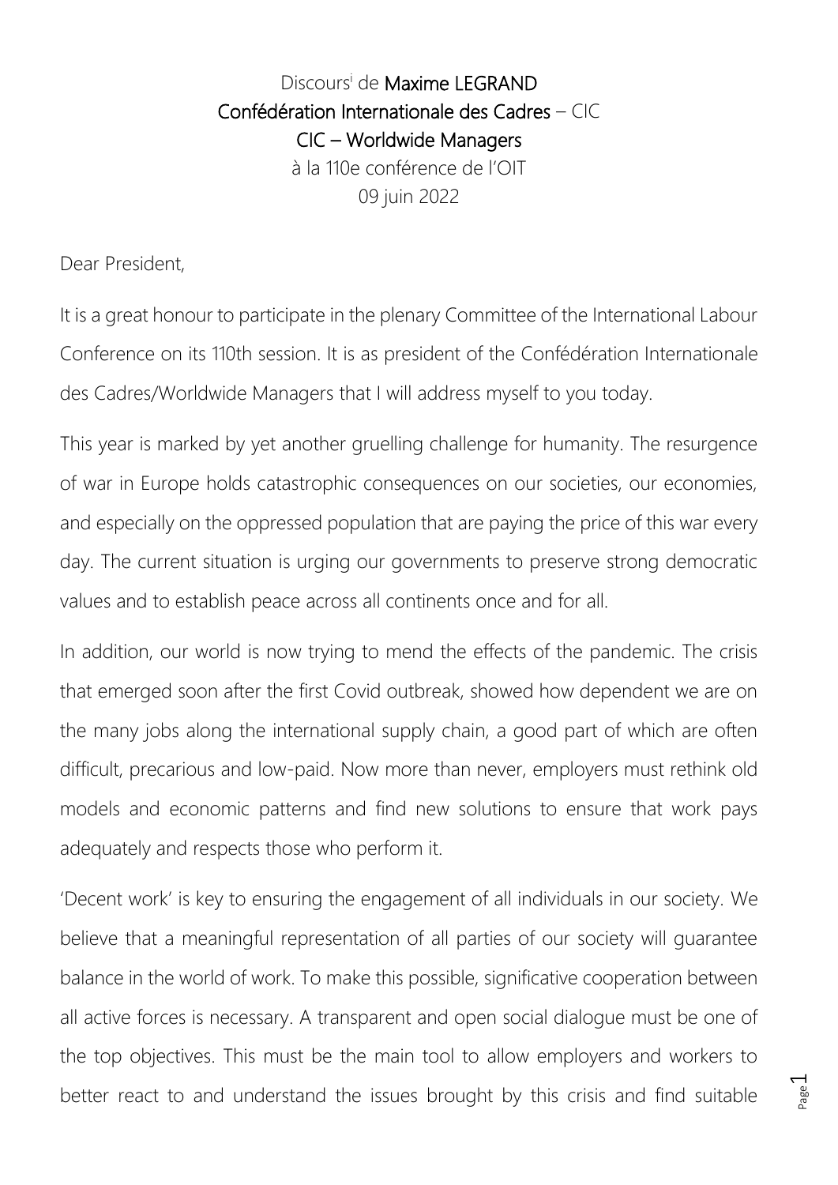Discours[i] de **Maxime LEGRAND**
**Confédération Internationale des Cadres** – CIC
**CIC – Worldwide Managers**
à la 110e conférence de l'OIT
09 juin 2022

Dear President,

It is a great honour to participate in the plenary Committee of the International Labour Conference on its 110th session. It is as president of the Confédération Internationale des Cadres/Worldwide Managers that I will address myself to you today.

This year is marked by yet another gruelling challenge for humanity. The resurgence of war in Europe holds catastrophic consequences on our societies, our economies, and especially on the oppressed population that are paying the price of this war every day. The current situation is urging our governments to preserve strong democratic values and to establish peace across all continents once and for all.

In addition, our world is now trying to mend the effects of the pandemic. The crisis that emerged soon after the first Covid outbreak, showed how dependent we are on the many jobs along the international supply chain, a good part of which are often difficult, precarious and low-paid. Now more than never, employers must rethink old models and economic patterns and find new solutions to ensure that work pays adequately and respects those who perform it.

'Decent work' is key to ensuring the engagement of all individuals in our society. We believe that a meaningful representation of all parties of our society will guarantee balance in the world of work. To make this possible, significative cooperation between all active forces is necessary. A transparent and open social dialogue must be one of the top objectives. This must be the main tool to allow employers and workers to better react to and understand the issues brought by this crisis and find suitable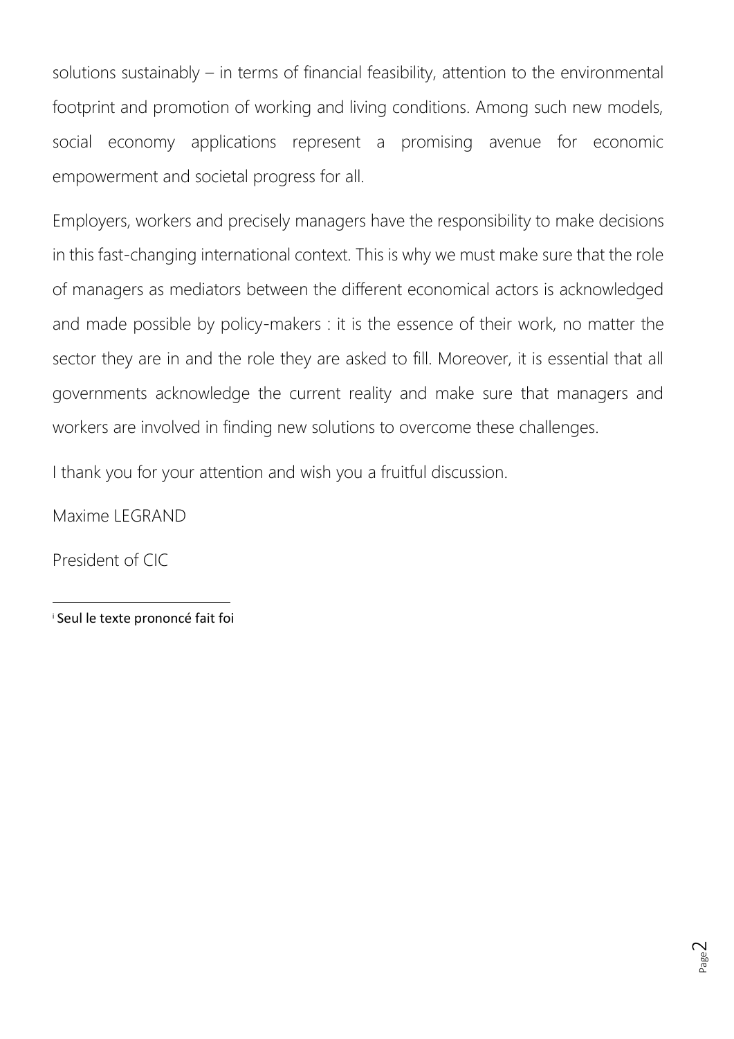solutions sustainably – in terms of financial feasibility, attention to the environmental footprint and promotion of working and living conditions. Among such new models, social economy applications represent a promising avenue for economic empowerment and societal progress for all.

Employers, workers and precisely managers have the responsibility to make decisions in this fast-changing international context. This is why we must make sure that the role of managers as mediators between the different economical actors is acknowledged and made possible by policy-makers : it is the essence of their work, no matter the sector they are in and the role they are asked to fill. Moreover, it is essential that all governments acknowledge the current reality and make sure that managers and workers are involved in finding new solutions to overcome these challenges.

I thank you for your attention and wish you a fruitful discussion.

Maxime LEGRAND

President of CIC

---

[i] Seul le texte prononcé fait foi